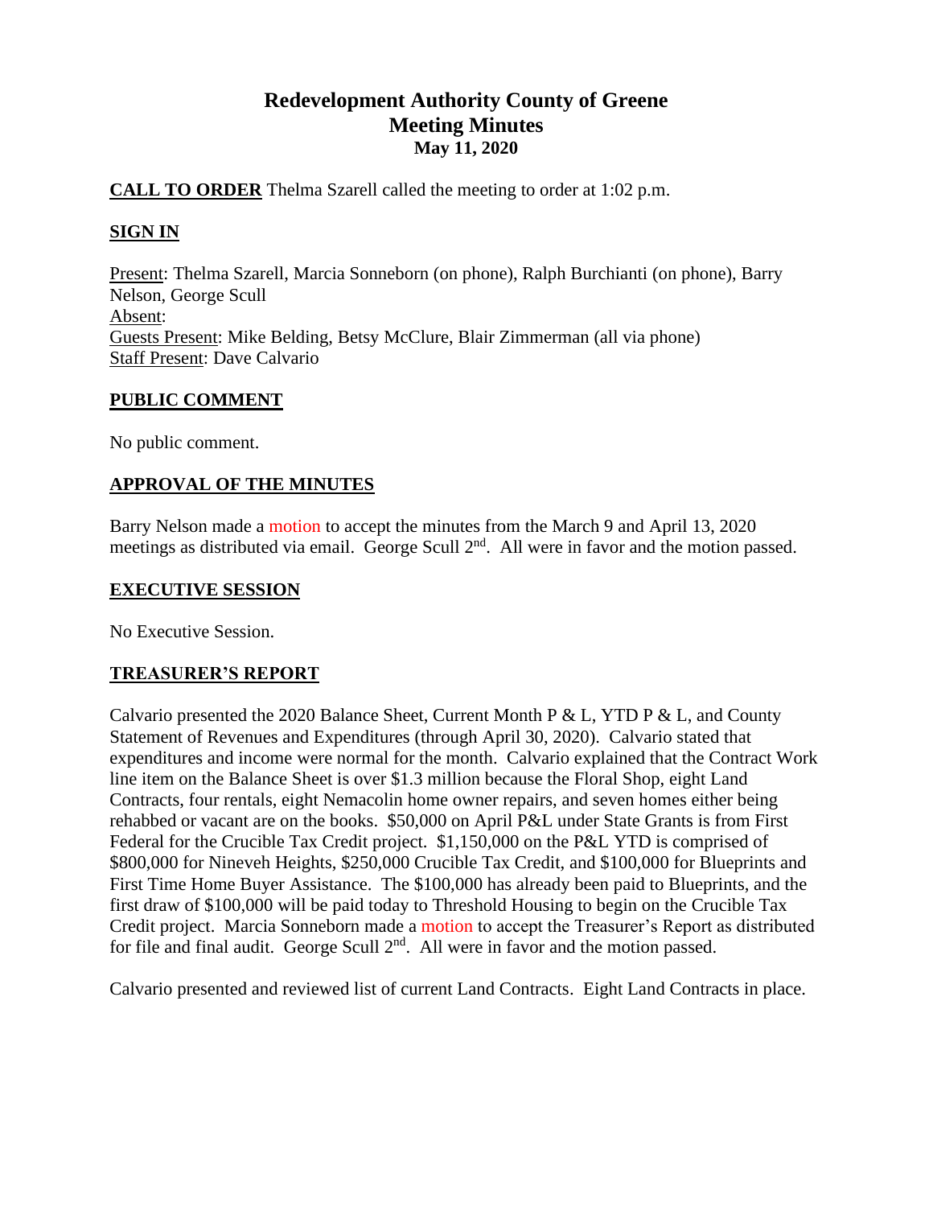# Redevelopment Authority County of Greene
## Meeting Minutes
### May 11, 2020

**CALL TO ORDER** Thelma Szarell called the meeting to order at 1:02 p.m.

**SIGN IN**

Present: Thelma Szarell, Marcia Sonneborn (on phone), Ralph Burchianti (on phone), Barry Nelson, George Scull
Absent:
Guests Present: Mike Belding, Betsy McClure, Blair Zimmerman (all via phone)
Staff Present: Dave Calvario

**PUBLIC COMMENT**

No public comment.

**APPROVAL OF THE MINUTES**

Barry Nelson made a motion to accept the minutes from the March 9 and April 13, 2020 meetings as distributed via email. George Scull 2nd. All were in favor and the motion passed.

**EXECUTIVE SESSION**

No Executive Session.

**TREASURER'S REPORT**

Calvario presented the 2020 Balance Sheet, Current Month P & L, YTD P & L, and County Statement of Revenues and Expenditures (through April 30, 2020). Calvario stated that expenditures and income were normal for the month. Calvario explained that the Contract Work line item on the Balance Sheet is over $1.3 million because the Floral Shop, eight Land Contracts, four rentals, eight Nemacolin home owner repairs, and seven homes either being rehabbed or vacant are on the books. $50,000 on April P&L under State Grants is from First Federal for the Crucible Tax Credit project. $1,150,000 on the P&L YTD is comprised of $800,000 for Nineveh Heights, $250,000 Crucible Tax Credit, and $100,000 for Blueprints and First Time Home Buyer Assistance. The $100,000 has already been paid to Blueprints, and the first draw of $100,000 will be paid today to Threshold Housing to begin on the Crucible Tax Credit project. Marcia Sonneborn made a motion to accept the Treasurer's Report as distributed for file and final audit. George Scull 2nd. All were in favor and the motion passed.

Calvario presented and reviewed list of current Land Contracts. Eight Land Contracts in place.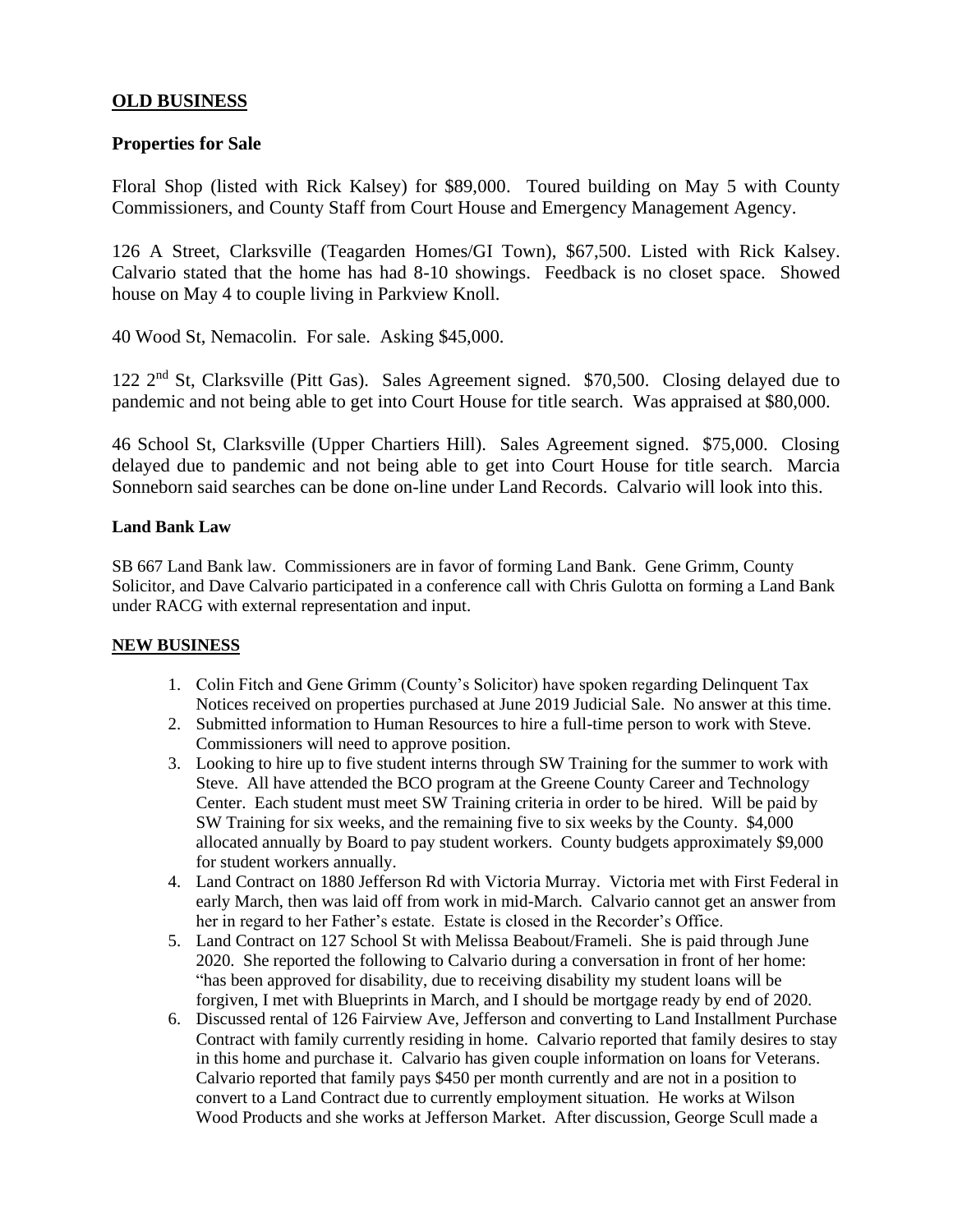## OLD BUSINESS

### Properties for Sale

Floral Shop (listed with Rick Kalsey) for $89,000. Toured building on May 5 with County Commissioners, and County Staff from Court House and Emergency Management Agency.

126 A Street, Clarksville (Teagarden Homes/GI Town), $67,500. Listed with Rick Kalsey. Calvario stated that the home has had 8-10 showings. Feedback is no closet space. Showed house on May 4 to couple living in Parkview Knoll.

40 Wood St, Nemacolin. For sale. Asking $45,000.

122 2nd St, Clarksville (Pitt Gas). Sales Agreement signed. $70,500. Closing delayed due to pandemic and not being able to get into Court House for title search. Was appraised at $80,000.

46 School St, Clarksville (Upper Chartiers Hill). Sales Agreement signed. $75,000. Closing delayed due to pandemic and not being able to get into Court House for title search. Marcia Sonneborn said searches can be done on-line under Land Records. Calvario will look into this.

**Land Bank Law**

SB 667 Land Bank law. Commissioners are in favor of forming Land Bank. Gene Grimm, County Solicitor, and Dave Calvario participated in a conference call with Chris Gulotta on forming a Land Bank under RACG with external representation and input.

## NEW BUSINESS

1. Colin Fitch and Gene Grimm (County's Solicitor) have spoken regarding Delinquent Tax Notices received on properties purchased at June 2019 Judicial Sale. No answer at this time.
2. Submitted information to Human Resources to hire a full-time person to work with Steve. Commissioners will need to approve position.
3. Looking to hire up to five student interns through SW Training for the summer to work with Steve. All have attended the BCO program at the Greene County Career and Technology Center. Each student must meet SW Training criteria in order to be hired. Will be paid by SW Training for six weeks, and the remaining five to six weeks by the County. $4,000 allocated annually by Board to pay student workers. County budgets approximately $9,000 for student workers annually.
4. Land Contract on 1880 Jefferson Rd with Victoria Murray. Victoria met with First Federal in early March, then was laid off from work in mid-March. Calvario cannot get an answer from her in regard to her Father's estate. Estate is closed in the Recorder's Office.
5. Land Contract on 127 School St with Melissa Beabout/Frameli. She is paid through June 2020. She reported the following to Calvario during a conversation in front of her home: "has been approved for disability, due to receiving disability my student loans will be forgiven, I met with Blueprints in March, and I should be mortgage ready by end of 2020.
6. Discussed rental of 126 Fairview Ave, Jefferson and converting to Land Installment Purchase Contract with family currently residing in home. Calvario reported that family desires to stay in this home and purchase it. Calvario has given couple information on loans for Veterans. Calvario reported that family pays $450 per month currently and are not in a position to convert to a Land Contract due to currently employment situation. He works at Wilson Wood Products and she works at Jefferson Market. After discussion, George Scull made a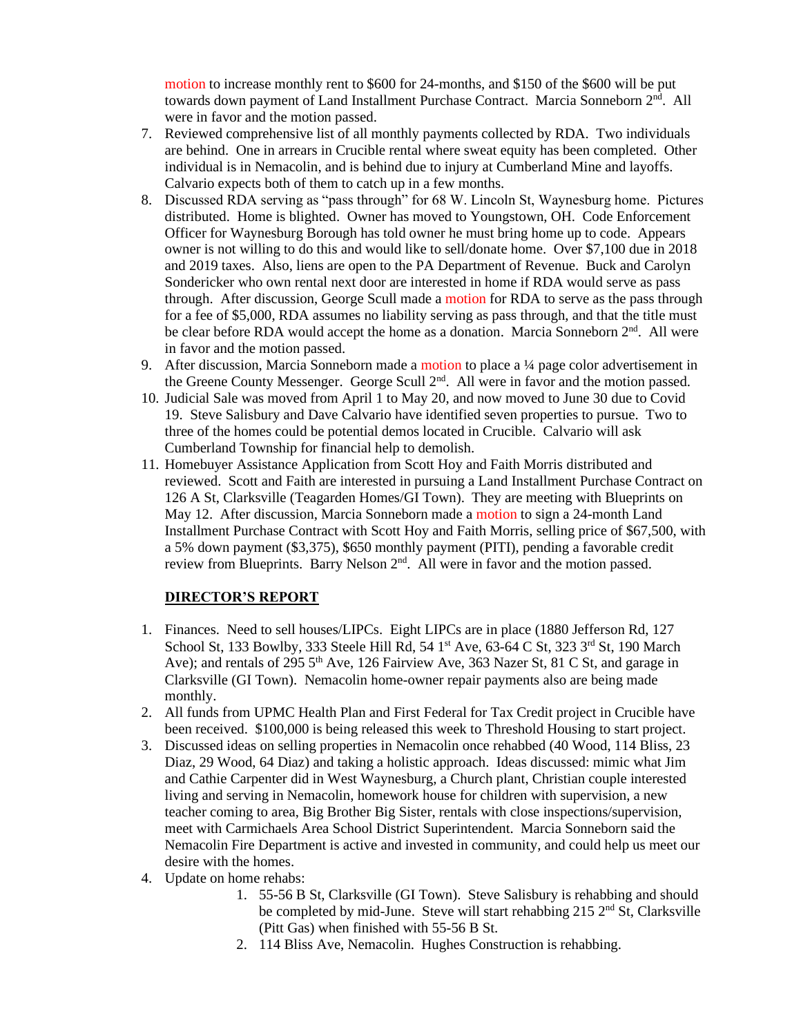motion to increase monthly rent to $600 for 24-months, and $150 of the $600 will be put towards down payment of Land Installment Purchase Contract. Marcia Sonneborn 2nd. All were in favor and the motion passed.

7. Reviewed comprehensive list of all monthly payments collected by RDA. Two individuals are behind. One in arrears in Crucible rental where sweat equity has been completed. Other individual is in Nemacolin, and is behind due to injury at Cumberland Mine and layoffs. Calvario expects both of them to catch up in a few months.
8. Discussed RDA serving as "pass through" for 68 W. Lincoln St, Waynesburg home. Pictures distributed. Home is blighted. Owner has moved to Youngstown, OH. Code Enforcement Officer for Waynesburg Borough has told owner he must bring home up to code. Appears owner is not willing to do this and would like to sell/donate home. Over $7,100 due in 2018 and 2019 taxes. Also, liens are open to the PA Department of Revenue. Buck and Carolyn Sondericker who own rental next door are interested in home if RDA would serve as pass through. After discussion, George Scull made a motion for RDA to serve as the pass through for a fee of $5,000, RDA assumes no liability serving as pass through, and that the title must be clear before RDA would accept the home as a donation. Marcia Sonneborn 2nd. All were in favor and the motion passed.
9. After discussion, Marcia Sonneborn made a motion to place a ¼ page color advertisement in the Greene County Messenger. George Scull 2nd. All were in favor and the motion passed.
10. Judicial Sale was moved from April 1 to May 20, and now moved to June 30 due to Covid 19. Steve Salisbury and Dave Calvario have identified seven properties to pursue. Two to three of the homes could be potential demos located in Crucible. Calvario will ask Cumberland Township for financial help to demolish.
11. Homebuyer Assistance Application from Scott Hoy and Faith Morris distributed and reviewed. Scott and Faith are interested in pursuing a Land Installment Purchase Contract on 126 A St, Clarksville (Teagarden Homes/GI Town). They are meeting with Blueprints on May 12. After discussion, Marcia Sonneborn made a motion to sign a 24-month Land Installment Purchase Contract with Scott Hoy and Faith Morris, selling price of $67,500, with a 5% down payment ($3,375), $650 monthly payment (PITI), pending a favorable credit review from Blueprints. Barry Nelson 2nd. All were in favor and the motion passed.

## DIRECTOR'S REPORT

1. Finances. Need to sell houses/LIPCs. Eight LIPCs are in place (1880 Jefferson Rd, 127 School St, 133 Bowlby, 333 Steele Hill Rd, 54 1st Ave, 63-64 C St, 323 3rd St, 190 March Ave); and rentals of 295 5th Ave, 126 Fairview Ave, 363 Nazer St, 81 C St, and garage in Clarksville (GI Town). Nemacolin home-owner repair payments also are being made monthly.
2. All funds from UPMC Health Plan and First Federal for Tax Credit project in Crucible have been received. $100,000 is being released this week to Threshold Housing to start project.
3. Discussed ideas on selling properties in Nemacolin once rehabbed (40 Wood, 114 Bliss, 23 Diaz, 29 Wood, 64 Diaz) and taking a holistic approach. Ideas discussed: mimic what Jim and Cathie Carpenter did in West Waynesburg, a Church plant, Christian couple interested living and serving in Nemacolin, homework house for children with supervision, a new teacher coming to area, Big Brother Big Sister, rentals with close inspections/supervision, meet with Carmichaels Area School District Superintendent. Marcia Sonneborn said the Nemacolin Fire Department is active and invested in community, and could help us meet our desire with the homes.
4. Update on home rehabs:
    1. 55-56 B St, Clarksville (GI Town). Steve Salisbury is rehabbing and should be completed by mid-June. Steve will start rehabbing 215 2nd St, Clarksville (Pitt Gas) when finished with 55-56 B St.
    2. 114 Bliss Ave, Nemacolin. Hughes Construction is rehabbing.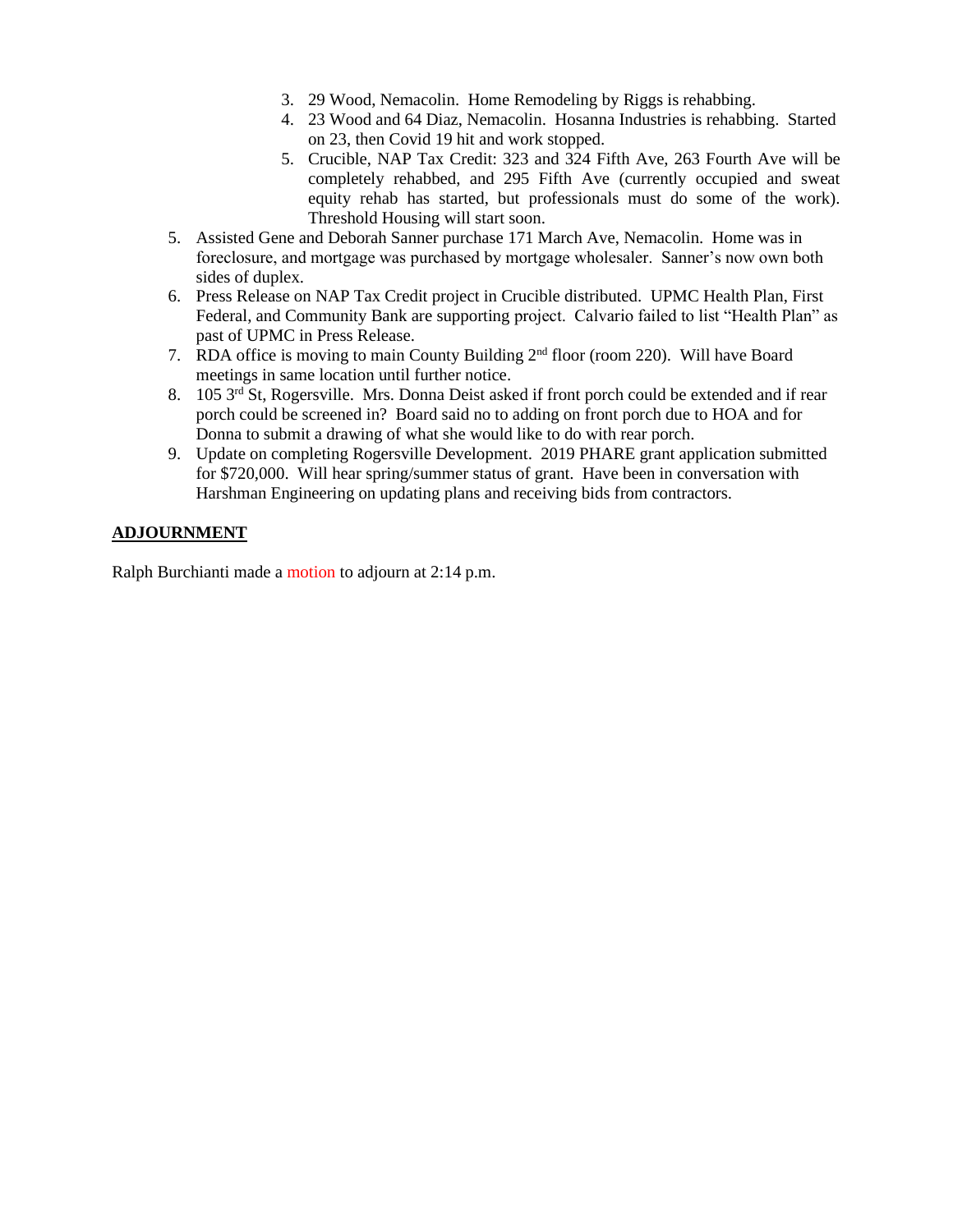3. 29 Wood, Nemacolin. Home Remodeling by Riggs is rehabbing.
4. 23 Wood and 64 Diaz, Nemacolin. Hosanna Industries is rehabbing. Started on 23, then Covid 19 hit and work stopped.
5. Crucible, NAP Tax Credit: 323 and 324 Fifth Ave, 263 Fourth Ave will be completely rehabbed, and 295 Fifth Ave (currently occupied and sweat equity rehab has started, but professionals must do some of the work). Threshold Housing will start soon.

5. Assisted Gene and Deborah Sanner purchase 171 March Ave, Nemacolin. Home was in foreclosure, and mortgage was purchased by mortgage wholesaler. Sanner's now own both sides of duplex.
6. Press Release on NAP Tax Credit project in Crucible distributed. UPMC Health Plan, First Federal, and Community Bank are supporting project. Calvario failed to list "Health Plan" as past of UPMC in Press Release.
7. RDA office is moving to main County Building 2nd floor (room 220). Will have Board meetings in same location until further notice.
8. 105 3rd St, Rogersville. Mrs. Donna Deist asked if front porch could be extended and if rear porch could be screened in? Board said no to adding on front porch due to HOA and for Donna to submit a drawing of what she would like to do with rear porch.
9. Update on completing Rogersville Development. 2019 PHARE grant application submitted for $720,000. Will hear spring/summer status of grant. Have been in conversation with Harshman Engineering on updating plans and receiving bids from contractors.

## ADJOURNMENT

Ralph Burchianti made a motion to adjourn at 2:14 p.m.